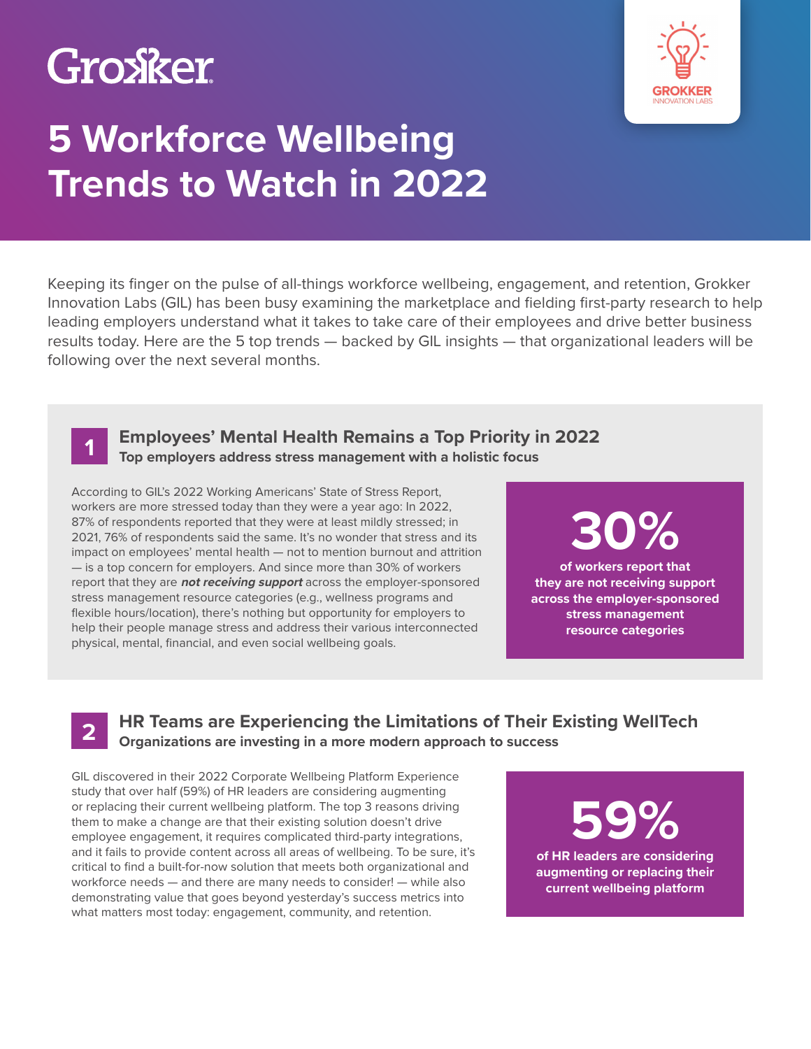Grokker

GROKKER
INNOVATION LABS

# 5 Workforce Wellbeing Trends to Watch in 2022

Keeping its finger on the pulse of all-things workforce wellbeing, engagement, and retention, Grokker Innovation Labs (GIL) has been busy examining the marketplace and fielding first-party research to help leading employers understand what it takes to take care of their employees and drive better business results today. Here are the 5 top trends — backed by GIL insights — that organizational leaders will be following over the next several months.

## 1 Employees' Mental Health Remains a Top Priority in 2022

**Top employers address stress management with a holistic focus**

According to GIL's 2022 Working Americans' State of Stress Report, workers are more stressed today than they were a year ago: In 2022, 87% of respondents reported that they were at least mildly stressed; in 2021, 76% of respondents said the same. It's no wonder that stress and its impact on employees' mental health — not to mention burnout and attrition — is a top concern for employers. And since more than 30% of workers report that they are ***not receiving support*** across the employer-sponsored stress management resource categories (e.g., wellness programs and flexible hours/location), there's nothing but opportunity for employers to help their people manage stress and address their various interconnected physical, mental, financial, and even social wellbeing goals.

**30%**

**of workers report that they are not receiving support across the employer-sponsored stress management resource categories**

## 2 HR Teams are Experiencing the Limitations of Their Existing WellTech

**Organizations are investing in a more modern approach to success**

GIL discovered in their 2022 Corporate Wellbeing Platform Experience study that over half (59%) of HR leaders are considering augmenting or replacing their current wellbeing platform. The top 3 reasons driving them to make a change are that their existing solution doesn't drive employee engagement, it requires complicated third-party integrations, and it fails to provide content across all areas of wellbeing. To be sure, it's critical to find a built-for-now solution that meets both organizational and workforce needs — and there are many needs to consider! — while also demonstrating value that goes beyond yesterday's success metrics into what matters most today: engagement, community, and retention.

**59%**

**of HR leaders are considering augmenting or replacing their current wellbeing platform**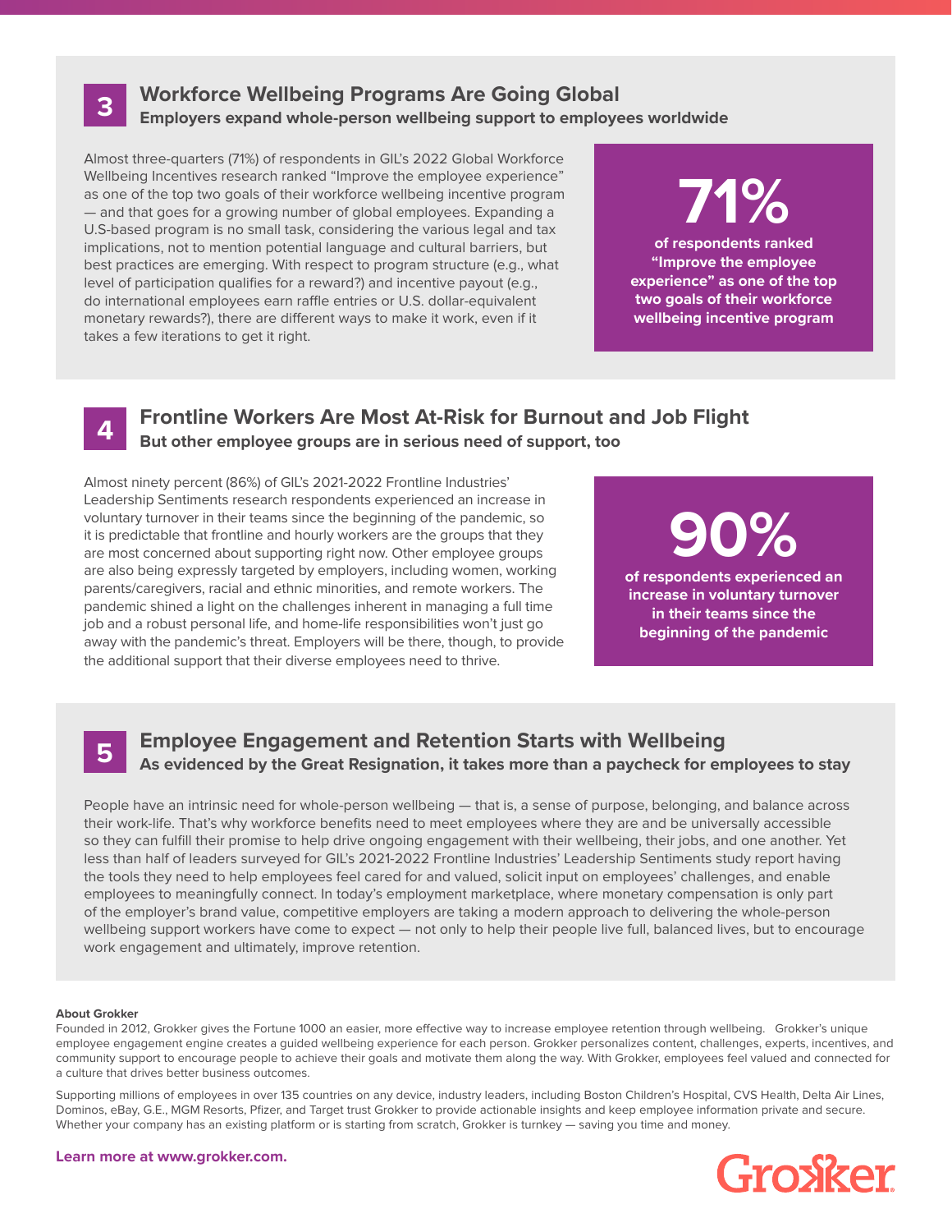## 3 Workforce Wellbeing Programs Are Going Global

**Employers expand whole-person wellbeing support to employees worldwide**

Almost three-quarters (71%) of respondents in GIL's 2022 Global Workforce Wellbeing Incentives research ranked "Improve the employee experience" as one of the top two goals of their workforce wellbeing incentive program — and that goes for a growing number of global employees. Expanding a U.S-based program is no small task, considering the various legal and tax implications, not to mention potential language and cultural barriers, but best practices are emerging. With respect to program structure (e.g., what level of participation qualifies for a reward?) and incentive payout (e.g., do international employees earn raffle entries or U.S. dollar-equivalent monetary rewards?), there are different ways to make it work, even if it takes a few iterations to get it right.

**71%**

**of respondents ranked "Improve the employee experience" as one of the top two goals of their workforce wellbeing incentive program**

## 4 Frontline Workers Are Most At-Risk for Burnout and Job Flight

**But other employee groups are in serious need of support, too**

Almost ninety percent (86%) of GIL's 2021-2022 Frontline Industries' Leadership Sentiments research respondents experienced an increase in voluntary turnover in their teams since the beginning of the pandemic, so it is predictable that frontline and hourly workers are the groups that they are most concerned about supporting right now. Other employee groups are also being expressly targeted by employers, including women, working parents/caregivers, racial and ethnic minorities, and remote workers. The pandemic shined a light on the challenges inherent in managing a full time job and a robust personal life, and home-life responsibilities won't just go away with the pandemic's threat. Employers will be there, though, to provide the additional support that their diverse employees need to thrive.

**90%**

**of respondents experienced an increase in voluntary turnover in their teams since the beginning of the pandemic**

## 5 Employee Engagement and Retention Starts with Wellbeing

**As evidenced by the Great Resignation, it takes more than a paycheck for employees to stay**

People have an intrinsic need for whole-person wellbeing — that is, a sense of purpose, belonging, and balance across their work-life. That's why workforce benefits need to meet employees where they are and be universally accessible so they can fulfill their promise to help drive ongoing engagement with their wellbeing, their jobs, and one another. Yet less than half of leaders surveyed for GIL's 2021-2022 Frontline Industries' Leadership Sentiments study report having the tools they need to help employees feel cared for and valued, solicit input on employees' challenges, and enable employees to meaningfully connect. In today's employment marketplace, where monetary compensation is only part of the employer's brand value, competitive employers are taking a modern approach to delivering the whole-person wellbeing support workers have come to expect — not only to help their people live full, balanced lives, but to encourage work engagement and ultimately, improve retention.

**About Grokker**

Founded in 2012, Grokker gives the Fortune 1000 an easier, more effective way to increase employee retention through wellbeing. Grokker's unique employee engagement engine creates a guided wellbeing experience for each person. Grokker personalizes content, challenges, experts, incentives, and community support to encourage people to achieve their goals and motivate them along the way. With Grokker, employees feel valued and connected for a culture that drives better business outcomes.

Supporting millions of employees in over 135 countries on any device, industry leaders, including Boston Children's Hospital, CVS Health, Delta Air Lines, Dominos, eBay, G.E., MGM Resorts, Pfizer, and Target trust Grokker to provide actionable insights and keep employee information private and secure. Whether your company has an existing platform or is starting from scratch, Grokker is turnkey — saving you time and money.

**Learn more at www.grokker.com.**

Grokker